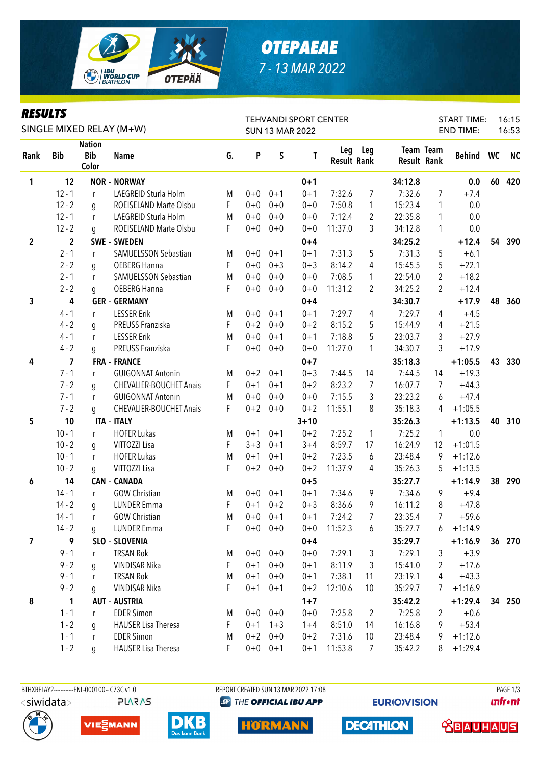# OTEPAEAE

7 - 13 MAR 2022

## RESULTS

SINGLE MIXED RELAY (M+W)

TEHVANDI SPORT CENTER
SUN 13 MAR 2022

START TIME: 16:15
END TIME: 16:53

| Rank | Bib | Nation Bib Color | Name | G. | P | S | T | Leg Result | Leg Rank | Team Result | Team Rank | Behind | WC | NC |
|---|---|---|---|---|---|---|---|---|---|---|---|---|---|---|
| 1 | 12 | | NOR - NORWAY | | | | 0+1 | | | 34:12.8 | | 0.0 | 60 | 420 |
| | 12 - 1 | r | LAEGREID Sturla Holm | M | 0+0 | 0+1 | 0+1 | 7:32.6 | 7 | 7:32.6 | 7 | +7.4 | | |
| | 12 - 2 | g | ROEISELAND Marte Olsbu | F | 0+0 | 0+0 | 0+0 | 7:50.8 | 1 | 15:23.4 | 1 | 0.0 | | |
| | 12 - 1 | r | LAEGREID Sturla Holm | M | 0+0 | 0+0 | 0+0 | 7:12.4 | 2 | 22:35.8 | 1 | 0.0 | | |
| | 12 - 2 | g | ROEISELAND Marte Olsbu | F | 0+0 | 0+0 | 0+0 | 11:37.0 | 3 | 34:12.8 | 1 | 0.0 | | |
| 2 | 2 | | SWE - SWEDEN | | | | 0+4 | | | 34:25.2 | | +12.4 | 54 | 390 |
| | 2 - 1 | r | SAMUELSSON Sebastian | M | 0+0 | 0+1 | 0+1 | 7:31.3 | 5 | 7:31.3 | 5 | +6.1 | | |
| | 2 - 2 | g | OEBERG Hanna | F | 0+0 | 0+3 | 0+3 | 8:14.2 | 4 | 15:45.5 | 5 | +22.1 | | |
| | 2 - 1 | r | SAMUELSSON Sebastian | M | 0+0 | 0+0 | 0+0 | 7:08.5 | 1 | 22:54.0 | 2 | +18.2 | | |
| | 2 - 2 | g | OEBERG Hanna | F | 0+0 | 0+0 | 0+0 | 11:31.2 | 2 | 34:25.2 | 2 | +12.4 | | |
| 3 | 4 | | GER - GERMANY | | | | 0+4 | | | 34:30.7 | | +17.9 | 48 | 360 |
| | 4 - 1 | r | LESSER Erik | M | 0+0 | 0+1 | 0+1 | 7:29.7 | 4 | 7:29.7 | 4 | +4.5 | | |
| | 4 - 2 | g | PREUSS Franziska | F | 0+2 | 0+0 | 0+2 | 8:15.2 | 5 | 15:44.9 | 4 | +21.5 | | |
| | 4 - 1 | r | LESSER Erik | M | 0+0 | 0+1 | 0+1 | 7:18.8 | 5 | 23:03.7 | 3 | +27.9 | | |
| | 4 - 2 | g | PREUSS Franziska | F | 0+0 | 0+0 | 0+0 | 11:27.0 | 1 | 34:30.7 | 3 | +17.9 | | |
| 4 | 7 | | FRA - FRANCE | | | | 0+7 | | | 35:18.3 | | +1:05.5 | 43 | 330 |
| | 7 - 1 | r | GUIGONNAT Antonin | M | 0+2 | 0+1 | 0+3 | 7:44.5 | 14 | 7:44.5 | 14 | +19.3 | | |
| | 7 - 2 | g | CHEVALIER-BOUCHET Anais | F | 0+1 | 0+1 | 0+2 | 8:23.2 | 7 | 16:07.7 | 7 | +44.3 | | |
| | 7 - 1 | r | GUIGONNAT Antonin | M | 0+0 | 0+0 | 0+0 | 7:15.5 | 3 | 23:23.2 | 6 | +47.4 | | |
| | 7 - 2 | g | CHEVALIER-BOUCHET Anais | F | 0+2 | 0+0 | 0+2 | 11:55.1 | 8 | 35:18.3 | 4 | +1:05.5 | | |
| 5 | 10 | | ITA - ITALY | | | | 3+10 | | | 35:26.3 | | +1:13.5 | 40 | 310 |
| | 10 - 1 | r | HOFER Lukas | M | 0+1 | 0+1 | 0+2 | 7:25.2 | 1 | 7:25.2 | 1 | 0.0 | | |
| | 10 - 2 | g | VITTOZZI Lisa | F | 3+3 | 0+1 | 3+4 | 8:59.7 | 17 | 16:24.9 | 12 | +1:01.5 | | |
| | 10 - 1 | r | HOFER Lukas | M | 0+1 | 0+1 | 0+2 | 7:23.5 | 6 | 23:48.4 | 9 | +1:12.6 | | |
| | 10 - 2 | g | VITTOZZI Lisa | F | 0+2 | 0+0 | 0+2 | 11:37.9 | 4 | 35:26.3 | 5 | +1:13.5 | | |
| 6 | 14 | | CAN - CANADA | | | | 0+5 | | | 35:27.7 | | +1:14.9 | 38 | 290 |
| | 14 - 1 | r | GOW Christian | M | 0+0 | 0+1 | 0+1 | 7:34.6 | 9 | 7:34.6 | 9 | +9.4 | | |
| | 14 - 2 | g | LUNDER Emma | F | 0+1 | 0+2 | 0+3 | 8:36.6 | 9 | 16:11.2 | 8 | +47.8 | | |
| | 14 - 1 | r | GOW Christian | M | 0+0 | 0+1 | 0+1 | 7:24.2 | 7 | 23:35.4 | 7 | +59.6 | | |
| | 14 - 2 | g | LUNDER Emma | F | 0+0 | 0+0 | 0+0 | 11:52.3 | 6 | 35:27.7 | 6 | +1:14.9 | | |
| 7 | 9 | | SLO - SLOVENIA | | | | 0+4 | | | 35:29.7 | | +1:16.9 | 36 | 270 |
| | 9 - 1 | r | TRSAN Rok | M | 0+0 | 0+0 | 0+0 | 7:29.1 | 3 | 7:29.1 | 3 | +3.9 | | |
| | 9 - 2 | g | VINDISAR Nika | F | 0+1 | 0+0 | 0+1 | 8:11.9 | 3 | 15:41.0 | 2 | +17.6 | | |
| | 9 - 1 | r | TRSAN Rok | M | 0+1 | 0+0 | 0+1 | 7:38.1 | 11 | 23:19.1 | 4 | +43.3 | | |
| | 9 - 2 | g | VINDISAR Nika | F | 0+1 | 0+1 | 0+2 | 12:10.6 | 10 | 35:29.7 | 7 | +1:16.9 | | |
| 8 | 1 | | AUT - AUSTRIA | | | | 1+7 | | | 35:42.2 | | +1:29.4 | 34 | 250 |
| | 1 - 1 | r | EDER Simon | M | 0+0 | 0+0 | 0+0 | 7:25.8 | 2 | 7:25.8 | 2 | +0.6 | | |
| | 1 - 2 | g | HAUSER Lisa Theresa | F | 0+1 | 1+3 | 1+4 | 8:51.0 | 14 | 16:16.8 | 9 | +53.4 | | |
| | 1 - 1 | r | EDER Simon | M | 0+2 | 0+0 | 0+2 | 7:31.6 | 10 | 23:48.4 | 9 | +1:12.6 | | |
| | 1 - 2 | g | HAUSER Lisa Theresa | F | 0+0 | 0+1 | 0+1 | 11:53.8 | 7 | 35:42.2 | 8 | +1:29.4 | | |

BTHXRELAY2-----------FNL-000100-- C73C v1.0 REPORT CREATED SUN 13 MAR 2022 17:08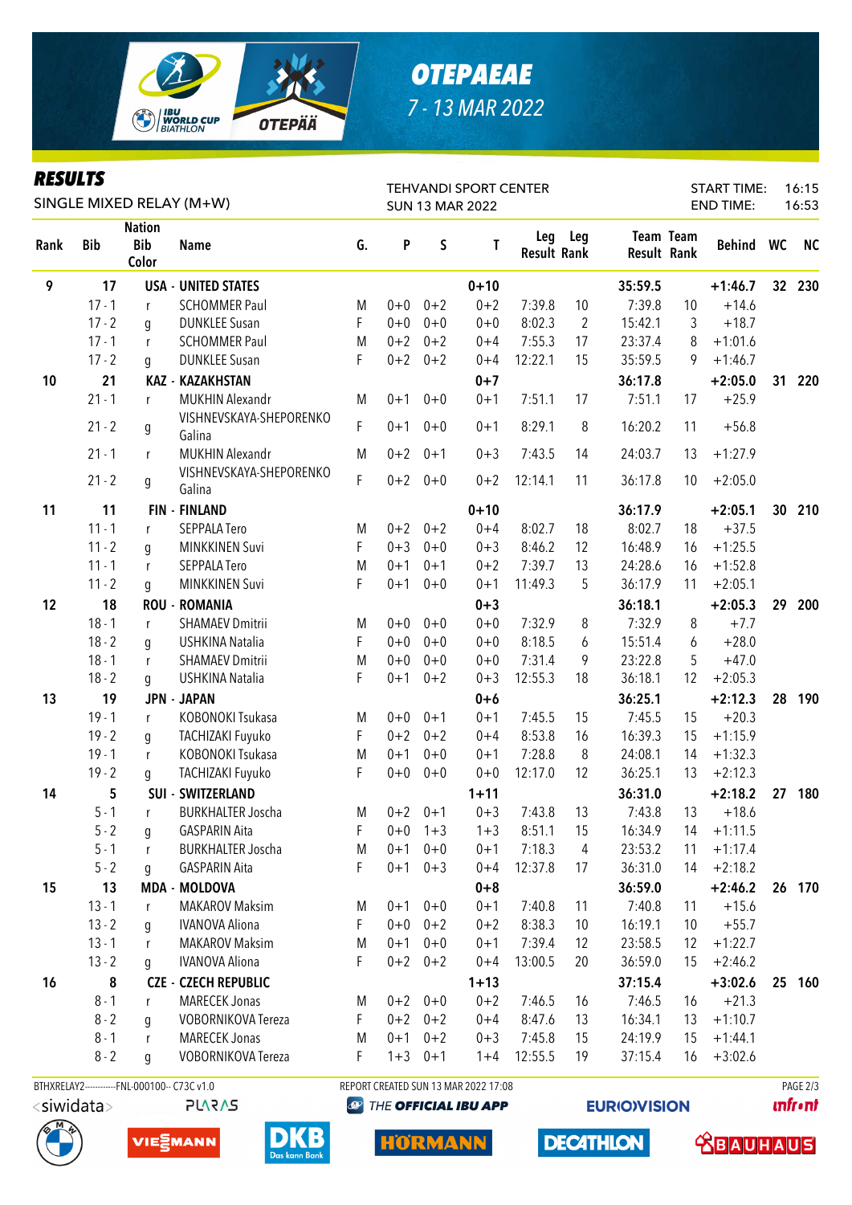# OTEPAEAE

7 - 13 MAR 2022

## RESULTS

SINGLE MIXED RELAY (M+W)

TEHVANDI SPORT CENTER
SUN 13 MAR 2022

START TIME: 16:15
END TIME: 16:53

| Rank | Bib | Nation Bib Color | Name | G. | P | S | T | Leg Result | Leg Rank | Team Result | Team Rank | Behind | WC | NC |
|---|---|---|---|---|---|---|---|---|---|---|---|---|---|---|
| 9 | 17 | | USA - UNITED STATES | | | | 0+10 | | | 35:59.5 | | +1:46.7 | 32 | 230 |
| | 17 - 1 | r | SCHOMMER Paul | M | 0+0 | 0+2 | 0+2 | 7:39.8 | 10 | 7:39.8 | 10 | +14.6 | | |
| | 17 - 2 | g | DUNKLEE Susan | F | 0+0 | 0+0 | 0+0 | 8:02.3 | 2 | 15:42.1 | 3 | +18.7 | | |
| | 17 - 1 | r | SCHOMMER Paul | M | 0+2 | 0+2 | 0+4 | 7:55.3 | 17 | 23:37.4 | 8 | +1:01.6 | | |
| | 17 - 2 | g | DUNKLEE Susan | F | 0+2 | 0+2 | 0+4 | 12:22.1 | 15 | 35:59.5 | 9 | +1:46.7 | | |
| 10 | 21 | | KAZ - KAZAKHSTAN | | | | 0+7 | | | 36:17.8 | | +2:05.0 | 31 | 220 |
| | 21 - 1 | r | MUKHIN Alexandr | M | 0+1 | 0+0 | 0+1 | 7:51.1 | 17 | 7:51.1 | 17 | +25.9 | | |
| | 21 - 2 | g | VISHNEVSKAYA-SHEPORENKO Galina | F | 0+1 | 0+0 | 0+1 | 8:29.1 | 8 | 16:20.2 | 11 | +56.8 | | |
| | 21 - 1 | r | MUKHIN Alexandr | M | 0+2 | 0+1 | 0+3 | 7:43.5 | 14 | 24:03.7 | 13 | +1:27.9 | | |
| | 21 - 2 | g | VISHNEVSKAYA-SHEPORENKO Galina | F | 0+2 | 0+0 | 0+2 | 12:14.1 | 11 | 36:17.8 | 10 | +2:05.0 | | |
| 11 | 11 | | FIN - FINLAND | | | | 0+10 | | | 36:17.9 | | +2:05.1 | 30 | 210 |
| | 11 - 1 | r | SEPPALA Tero | M | 0+2 | 0+2 | 0+4 | 8:02.7 | 18 | 8:02.7 | 18 | +37.5 | | |
| | 11 - 2 | g | MINKKINEN Suvi | F | 0+3 | 0+0 | 0+3 | 8:46.2 | 12 | 16:48.9 | 16 | +1:25.5 | | |
| | 11 - 1 | r | SEPPALA Tero | M | 0+1 | 0+1 | 0+2 | 7:39.7 | 13 | 24:28.6 | 16 | +1:52.8 | | |
| | 11 - 2 | g | MINKKINEN Suvi | F | 0+1 | 0+0 | 0+1 | 11:49.3 | 5 | 36:17.9 | 11 | +2:05.1 | | |
| 12 | 18 | | ROU - ROMANIA | | | | 0+3 | | | 36:18.1 | | +2:05.3 | 29 | 200 |
| | 18 - 1 | r | SHAMAEV Dmitrii | M | 0+0 | 0+0 | 0+0 | 7:32.9 | 8 | 7:32.9 | 8 | +7.7 | | |
| | 18 - 2 | g | USHKINA Natalia | F | 0+0 | 0+0 | 0+0 | 8:18.5 | 6 | 15:51.4 | 6 | +28.0 | | |
| | 18 - 1 | r | SHAMAEV Dmitrii | M | 0+0 | 0+0 | 0+0 | 7:31.4 | 9 | 23:22.8 | 5 | +47.0 | | |
| | 18 - 2 | g | USHKINA Natalia | F | 0+1 | 0+2 | 0+3 | 12:55.3 | 18 | 36:18.1 | 12 | +2:05.3 | | |
| 13 | 19 | | JPN - JAPAN | | | | 0+6 | | | 36:25.1 | | +2:12.3 | 28 | 190 |
| | 19 - 1 | r | KOBONOKI Tsukasa | M | 0+0 | 0+1 | 0+1 | 7:45.5 | 15 | 7:45.5 | 15 | +20.3 | | |
| | 19 - 2 | g | TACHIZAKI Fuyuko | F | 0+2 | 0+2 | 0+4 | 8:53.8 | 16 | 16:39.3 | 15 | +1:15.9 | | |
| | 19 - 1 | r | KOBONOKI Tsukasa | M | 0+1 | 0+0 | 0+1 | 7:28.8 | 8 | 24:08.1 | 14 | +1:32.3 | | |
| | 19 - 2 | g | TACHIZAKI Fuyuko | F | 0+0 | 0+0 | 0+0 | 12:17.0 | 12 | 36:25.1 | 13 | +2:12.3 | | |
| 14 | 5 | | SUI - SWITZERLAND | | | | 1+11 | | | 36:31.0 | | +2:18.2 | 27 | 180 |
| | 5 - 1 | r | BURKHALTER Joscha | M | 0+2 | 0+1 | 0+3 | 7:43.8 | 13 | 7:43.8 | 13 | +18.6 | | |
| | 5 - 2 | g | GASPARIN Aita | F | 0+0 | 1+3 | 1+3 | 8:51.1 | 15 | 16:34.9 | 14 | +1:11.5 | | |
| | 5 - 1 | r | BURKHALTER Joscha | M | 0+1 | 0+0 | 0+1 | 7:18.3 | 4 | 23:53.2 | 11 | +1:17.4 | | |
| | 5 - 2 | g | GASPARIN Aita | F | 0+1 | 0+3 | 0+4 | 12:37.8 | 17 | 36:31.0 | 14 | +2:18.2 | | |
| 15 | 13 | | MDA - MOLDOVA | | | | 0+8 | | | 36:59.0 | | +2:46.2 | 26 | 170 |
| | 13 - 1 | r | MAKAROV Maksim | M | 0+1 | 0+0 | 0+1 | 7:40.8 | 11 | 7:40.8 | 11 | +15.6 | | |
| | 13 - 2 | g | IVANOVA Aliona | F | 0+0 | 0+2 | 0+2 | 8:38.3 | 10 | 16:19.1 | 10 | +55.7 | | |
| | 13 - 1 | r | MAKAROV Maksim | M | 0+1 | 0+0 | 0+1 | 7:39.4 | 12 | 23:58.5 | 12 | +1:22.7 | | |
| | 13 - 2 | g | IVANOVA Aliona | F | 0+2 | 0+2 | 0+4 | 13:00.5 | 20 | 36:59.0 | 15 | +2:46.2 | | |
| 16 | 8 | | CZE - CZECH REPUBLIC | | | | 1+13 | | | 37:15.4 | | +3:02.6 | 25 | 160 |
| | 8 - 1 | r | MARECEK Jonas | M | 0+2 | 0+0 | 0+2 | 7:46.5 | 16 | 7:46.5 | 16 | +21.3 | | |
| | 8 - 2 | g | VOBORNIKOVA Tereza | F | 0+2 | 0+2 | 0+4 | 8:47.6 | 13 | 16:34.1 | 13 | +1:10.7 | | |
| | 8 - 1 | r | MARECEK Jonas | M | 0+1 | 0+2 | 0+3 | 7:45.8 | 15 | 24:19.9 | 15 | +1:44.1 | | |
| | 8 - 2 | g | VOBORNIKOVA Tereza | F | 1+3 | 0+1 | 1+4 | 12:55.5 | 19 | 37:15.4 | 16 | +3:02.6 | | |

BTHXRELAY2-----------FNL-000100-- C73C v1.0    REPORT CREATED SUN 13 MAR 2022 17:08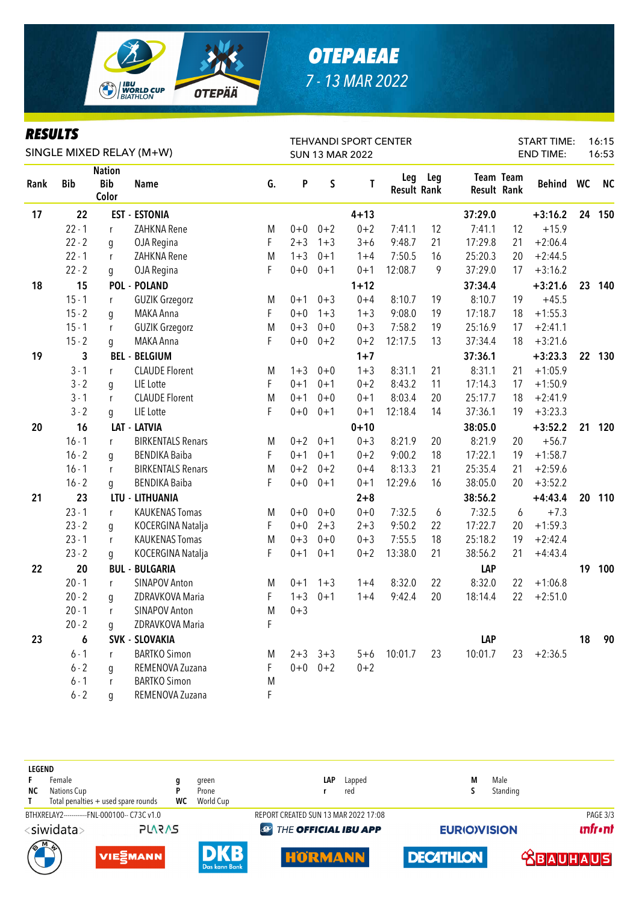# OTEPAEAE

7 - 13 MAR 2022

## RESULTS

SINGLE MIXED RELAY (M+W)

TEHVANDI SPORT CENTER
SUN 13 MAR 2022

START TIME: 16:15
END TIME: 16:53

| Rank | Bib | Nation Bib Color | Name | G. | P | S | T | Leg Result | Leg Rank | Team Result | Team Rank | Behind | WC | NC |
|---|---|---|---|---|---|---|---|---|---|---|---|---|---|---|
| 17 | 22 | EST - ESTONIA | | | | | 4+13 | | | 37:29.0 | | +3:16.2 | 24 | 150 |
| | 22 - 1 | r | ZAHKNA Rene | M | 0+0 | 0+2 | 0+2 | 7:41.1 | 12 | 7:41.1 | 12 | +15.9 | | |
| | 22 - 2 | g | OJA Regina | F | 2+3 | 1+3 | 3+6 | 9:48.7 | 21 | 17:29.8 | 21 | +2:06.4 | | |
| | 22 - 1 | r | ZAHKNA Rene | M | 1+3 | 0+1 | 1+4 | 7:50.5 | 16 | 25:20.3 | 20 | +2:44.5 | | |
| | 22 - 2 | g | OJA Regina | F | 0+0 | 0+1 | 0+1 | 12:08.7 | 9 | 37:29.0 | 17 | +3:16.2 | | |
| 18 | 15 | POL - POLAND | | | | | 1+12 | | | 37:34.4 | | +3:21.6 | 23 | 140 |
| | 15 - 1 | r | GUZIK Grzegorz | M | 0+1 | 0+3 | 0+4 | 8:10.7 | 19 | 8:10.7 | 19 | +45.5 | | |
| | 15 - 2 | g | MAKA Anna | F | 0+0 | 1+3 | 1+3 | 9:08.0 | 19 | 17:18.7 | 18 | +1:55.3 | | |
| | 15 - 1 | r | GUZIK Grzegorz | M | 0+3 | 0+0 | 0+3 | 7:58.2 | 19 | 25:16.9 | 17 | +2:41.1 | | |
| | 15 - 2 | g | MAKA Anna | F | 0+0 | 0+2 | 0+2 | 12:17.5 | 13 | 37:34.4 | 18 | +3:21.6 | | |
| 19 | 3 | BEL - BELGIUM | | | | | 1+7 | | | 37:36.1 | | +3:23.3 | 22 | 130 |
| | 3 - 1 | r | CLAUDE Florent | M | 1+3 | 0+0 | 1+3 | 8:31.1 | 21 | 8:31.1 | 21 | +1:05.9 | | |
| | 3 - 2 | g | LIE Lotte | F | 0+1 | 0+1 | 0+2 | 8:43.2 | 11 | 17:14.3 | 17 | +1:50.9 | | |
| | 3 - 1 | r | CLAUDE Florent | M | 0+1 | 0+0 | 0+1 | 8:03.4 | 20 | 25:17.7 | 18 | +2:41.9 | | |
| | 3 - 2 | g | LIE Lotte | F | 0+0 | 0+1 | 0+1 | 12:18.4 | 14 | 37:36.1 | 19 | +3:23.3 | | |
| 20 | 16 | LAT - LATVIA | | | | | 0+10 | | | 38:05.0 | | +3:52.2 | 21 | 120 |
| | 16 - 1 | r | BIRKENTALS Renars | M | 0+2 | 0+1 | 0+3 | 8:21.9 | 20 | 8:21.9 | 20 | +56.7 | | |
| | 16 - 2 | g | BENDIKA Baiba | F | 0+1 | 0+1 | 0+2 | 9:00.2 | 18 | 17:22.1 | 19 | +1:58.7 | | |
| | 16 - 1 | r | BIRKENTALS Renars | M | 0+2 | 0+2 | 0+4 | 8:13.3 | 21 | 25:35.4 | 21 | +2:59.6 | | |
| | 16 - 2 | g | BENDIKA Baiba | F | 0+0 | 0+1 | 0+1 | 12:29.6 | 16 | 38:05.0 | 20 | +3:52.2 | | |
| 21 | 23 | LTU - LITHUANIA | | | | | 2+8 | | | 38:56.2 | | +4:43.4 | 20 | 110 |
| | 23 - 1 | r | KAUKENAS Tomas | M | 0+0 | 0+0 | 0+0 | 7:32.5 | 6 | 7:32.5 | 6 | +7.3 | | |
| | 23 - 2 | g | KOCERGINA Natalja | F | 0+0 | 2+3 | 2+3 | 9:50.2 | 22 | 17:22.7 | 20 | +1:59.3 | | |
| | 23 - 1 | r | KAUKENAS Tomas | M | 0+3 | 0+0 | 0+3 | 7:55.5 | 18 | 25:18.2 | 19 | +2:42.4 | | |
| | 23 - 2 | g | KOCERGINA Natalja | F | 0+1 | 0+1 | 0+2 | 13:38.0 | 21 | 38:56.2 | 21 | +4:43.4 | | |
| 22 | 20 | BUL - BULGARIA | | | | | | | | LAP | | | 19 | 100 |
| | 20 - 1 | r | SINAPOV Anton | M | 0+1 | 1+3 | 1+4 | 8:32.0 | 22 | 8:32.0 | 22 | +1:06.8 | | |
| | 20 - 2 | g | ZDRAVKOVA Maria | F | 1+3 | 0+1 | 1+4 | 9:42.4 | 20 | 18:14.4 | 22 | +2:51.0 | | |
| | 20 - 1 | r | SINAPOV Anton | M | 0+3 | | | | | | | | | |
| | 20 - 2 | g | ZDRAVKOVA Maria | F | | | | | | | | | | |
| 23 | 6 | SVK - SLOVAKIA | | | | | | | | LAP | | | 18 | 90 |
| | 6 - 1 | r | BARTKO Simon | M | 2+3 | 3+3 | 5+6 | 10:01.7 | 23 | 10:01.7 | 23 | +2:36.5 | | |
| | 6 - 2 | g | REMENOVA Zuzana | F | 0+0 | 0+2 | 0+2 | | | | | | | |
| | 6 - 1 | r | BARTKO Simon | M | | | | | | | | | | |
| | 6 - 2 | g | REMENOVA Zuzana | F | | | | | | | | | | |

**LEGEND**

| | | | | | | | |
|---|---|---|---|---|---|---|---|
| F | Female | g | green | LAP | Lapped | M | Male |
| NC | Nations Cup | P | Prone | r | red | S | Standing |
| T | Total penalties + used spare rounds | WC | World Cup | | | | |

BTHXRELAY2-----------FNL-000100-- C73C v1.0 REPORT CREATED SUN 13 MAR 2022 17:08